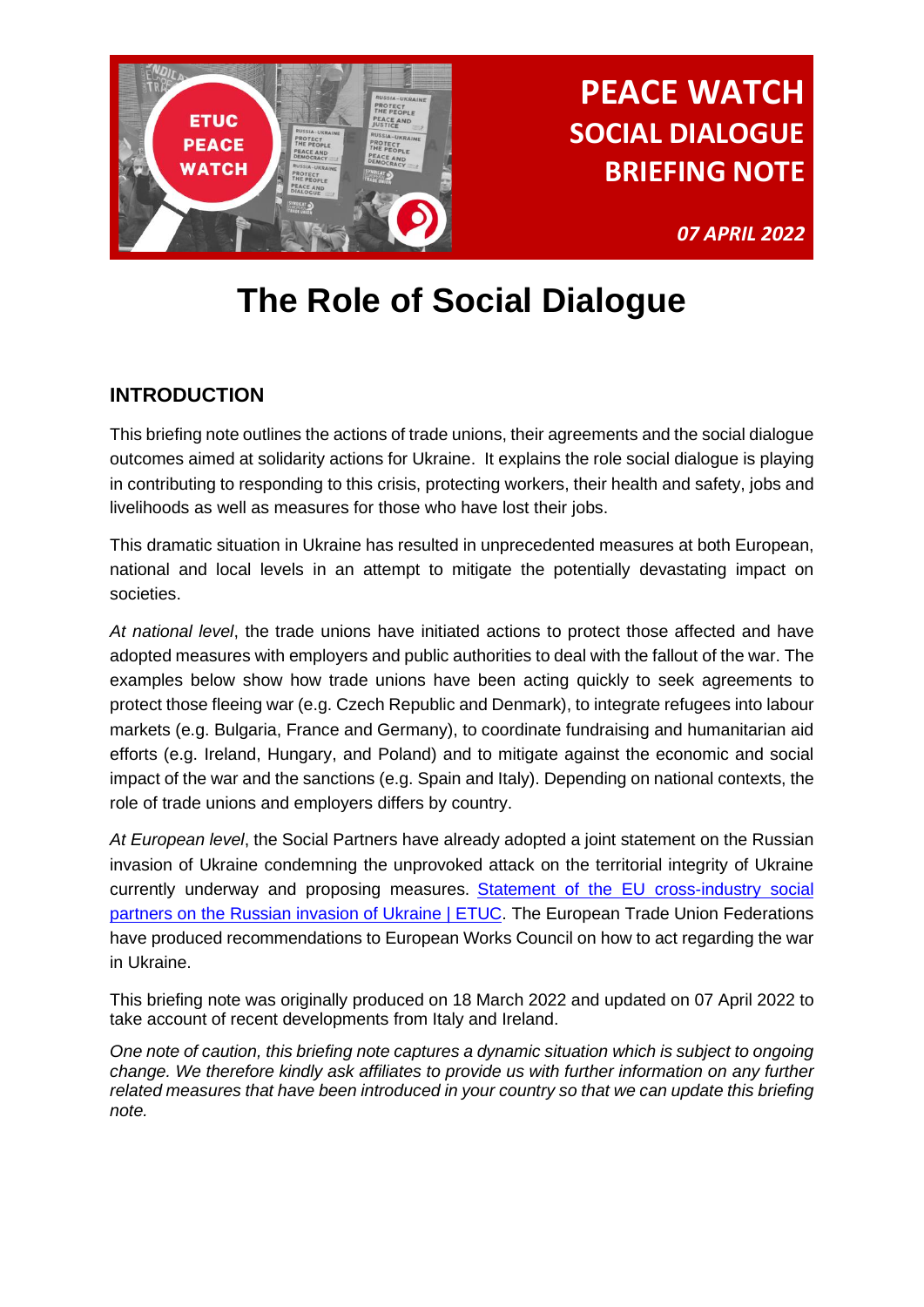# PEACE WATCH
## SOCIAL DIALOGUE BRIEFING NOTE

***07 APRIL 2022***

# The Role of Social Dialogue

## INTRODUCTION

This briefing note outlines the actions of trade unions, their agreements and the social dialogue outcomes aimed at solidarity actions for Ukraine. It explains the role social dialogue is playing in contributing to responding to this crisis, protecting workers, their health and safety, jobs and livelihoods as well as measures for those who have lost their jobs.

This dramatic situation in Ukraine has resulted in unprecedented measures at both European, national and local levels in an attempt to mitigate the potentially devastating impact on societies.

*At national level*, the trade unions have initiated actions to protect those affected and have adopted measures with employers and public authorities to deal with the fallout of the war. The examples below show how trade unions have been acting quickly to seek agreements to protect those fleeing war (e.g. Czech Republic and Denmark), to integrate refugees into labour markets (e.g. Bulgaria, France and Germany), to coordinate fundraising and humanitarian aid efforts (e.g. Ireland, Hungary, and Poland) and to mitigate against the economic and social impact of the war and the sanctions (e.g. Spain and Italy). Depending on national contexts, the role of trade unions and employers differs by country.

*At European level*, the Social Partners have already adopted a joint statement on the Russian invasion of Ukraine condemning the unprovoked attack on the territorial integrity of Ukraine currently underway and proposing measures. [Statement of the EU cross-industry social partners on the Russian invasion of Ukraine | ETUC](). The European Trade Union Federations have produced recommendations to European Works Council on how to act regarding the war in Ukraine.

This briefing note was originally produced on 18 March 2022 and updated on 07 April 2022 to take account of recent developments from Italy and Ireland.

*One note of caution, this briefing note captures a dynamic situation which is subject to ongoing change. We therefore kindly ask affiliates to provide us with further information on any further related measures that have been introduced in your country so that we can update this briefing note.*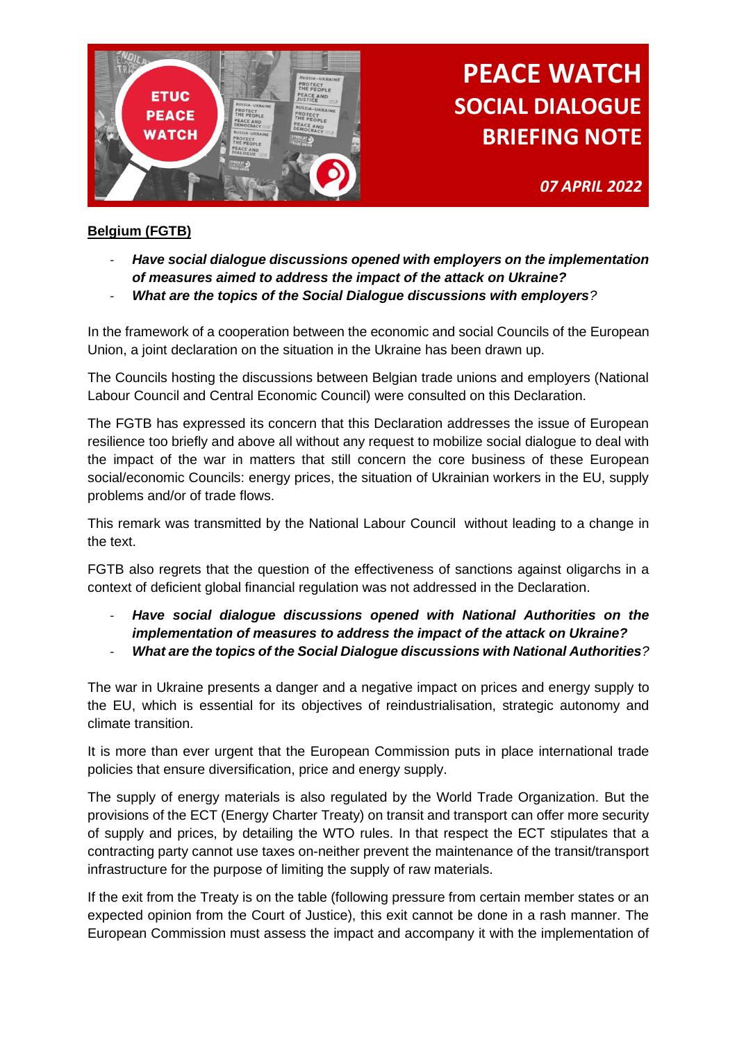# PEACE WATCH SOCIAL DIALOGUE BRIEFING NOTE

*07 APRIL 2022*

**Belgium (FGTB)**

- ***Have social dialogue discussions opened with employers on the implementation of measures aimed to address the impact of the attack on Ukraine?***
- ***What are the topics of the Social Dialogue discussions with employers****?*

In the framework of a cooperation between the economic and social Councils of the European Union, a joint declaration on the situation in the Ukraine has been drawn up.

The Councils hosting the discussions between Belgian trade unions and employers (National Labour Council and Central Economic Council) were consulted on this Declaration.

The FGTB has expressed its concern that this Declaration addresses the issue of European resilience too briefly and above all without any request to mobilize social dialogue to deal with the impact of the war in matters that still concern the core business of these European social/economic Councils: energy prices, the situation of Ukrainian workers in the EU, supply problems and/or of trade flows.

This remark was transmitted by the National Labour Council without leading to a change in the text.

FGTB also regrets that the question of the effectiveness of sanctions against oligarchs in a context of deficient global financial regulation was not addressed in the Declaration.

- ***Have social dialogue discussions opened with National Authorities on the implementation of measures to address the impact of the attack on Ukraine?***
- ***What are the topics of the Social Dialogue discussions with National Authorities****?*

The war in Ukraine presents a danger and a negative impact on prices and energy supply to the EU, which is essential for its objectives of reindustrialisation, strategic autonomy and climate transition.

It is more than ever urgent that the European Commission puts in place international trade policies that ensure diversification, price and energy supply.

The supply of energy materials is also regulated by the World Trade Organization. But the provisions of the ECT (Energy Charter Treaty) on transit and transport can offer more security of supply and prices, by detailing the WTO rules. In that respect the ECT stipulates that a contracting party cannot use taxes on-neither prevent the maintenance of the transit/transport infrastructure for the purpose of limiting the supply of raw materials.

If the exit from the Treaty is on the table (following pressure from certain member states or an expected opinion from the Court of Justice), this exit cannot be done in a rash manner. The European Commission must assess the impact and accompany it with the implementation of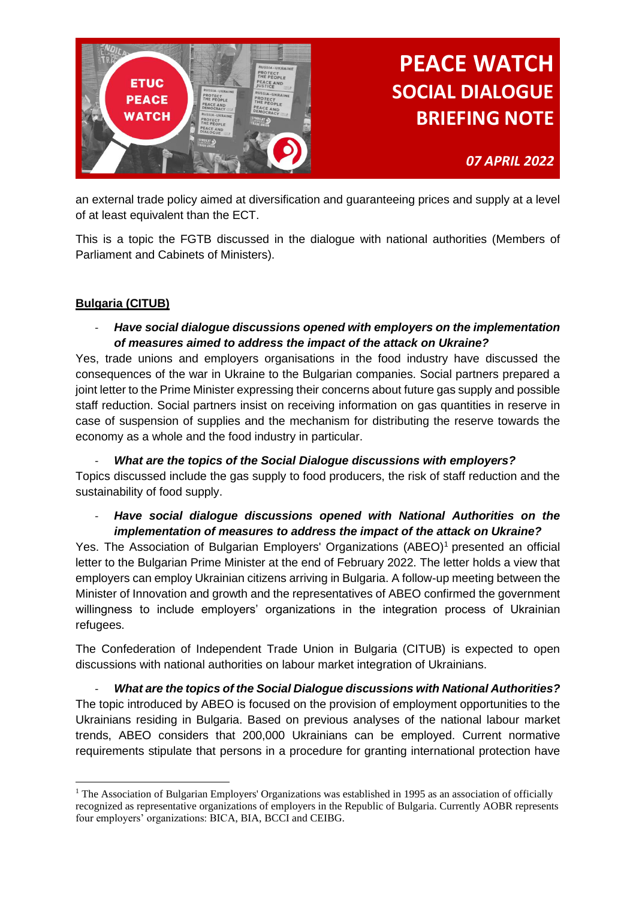an external trade policy aimed at diversification and guaranteeing prices and supply at a level of at least equivalent than the ECT.

This is a topic the FGTB discussed in the dialogue with national authorities (Members of Parliament and Cabinets of Ministers).

**Bulgaria (CITUB)**

- ***Have social dialogue discussions opened with employers on the implementation of measures aimed to address the impact of the attack on Ukraine?***

Yes, trade unions and employers organisations in the food industry have discussed the consequences of the war in Ukraine to the Bulgarian companies. Social partners prepared a joint letter to the Prime Minister expressing their concerns about future gas supply and possible staff reduction. Social partners insist on receiving information on gas quantities in reserve in case of suspension of supplies and the mechanism for distributing the reserve towards the economy as a whole and the food industry in particular.

- ***What are the topics of the Social Dialogue discussions with employers?***

Topics discussed include the gas supply to food producers, the risk of staff reduction and the sustainability of food supply.

- ***Have social dialogue discussions opened with National Authorities on the implementation of measures to address the impact of the attack on Ukraine?***

Yes. The Association of Bulgarian Employers' Organizations (ABEO)[1] presented an official letter to the Bulgarian Prime Minister at the end of February 2022. The letter holds a view that employers can employ Ukrainian citizens arriving in Bulgaria. A follow-up meeting between the Minister of Innovation and growth and the representatives of ABEO confirmed the government willingness to include employers' organizations in the integration process of Ukrainian refugees.

The Confederation of Independent Trade Union in Bulgaria (CITUB) is expected to open discussions with national authorities on labour market integration of Ukrainians.

- ***What are the topics of the Social Dialogue discussions with National Authorities?***

The topic introduced by ABEO is focused on the provision of employment opportunities to the Ukrainians residing in Bulgaria. Based on previous analyses of the national labour market trends, ABEO considers that 200,000 Ukrainians can be employed. Current normative requirements stipulate that persons in a procedure for granting international protection have

[1] The Association of Bulgarian Employers' Organizations was established in 1995 as an association of officially recognized as representative organizations of employers in the Republic of Bulgaria. Currently AOBR represents four employers' organizations: BICA, BIA, BCCI and CEIBG.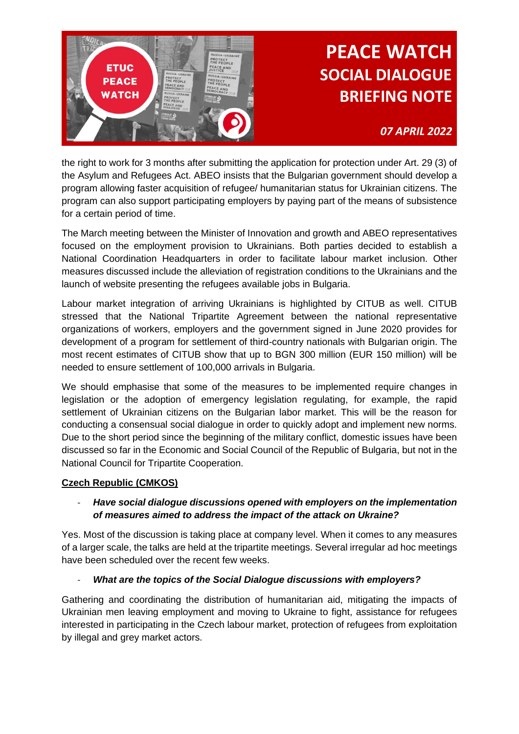the right to work for 3 months after submitting the application for protection under Art. 29 (3) of the Asylum and Refugees Act. ABEO insists that the Bulgarian government should develop a program allowing faster acquisition of refugee/ humanitarian status for Ukrainian citizens. The program can also support participating employers by paying part of the means of subsistence for a certain period of time.

The March meeting between the Minister of Innovation and growth and ABEO representatives focused on the employment provision to Ukrainians. Both parties decided to establish a National Coordination Headquarters in order to facilitate labour market inclusion. Other measures discussed include the alleviation of registration conditions to the Ukrainians and the launch of website presenting the refugees available jobs in Bulgaria.

Labour market integration of arriving Ukrainians is highlighted by CITUB as well. CITUB stressed that the National Tripartite Agreement between the national representative organizations of workers, employers and the government signed in June 2020 provides for development of a program for settlement of third-country nationals with Bulgarian origin. The most recent estimates of CITUB show that up to BGN 300 million (EUR 150 million) will be needed to ensure settlement of 100,000 arrivals in Bulgaria.

We should emphasise that some of the measures to be implemented require changes in legislation or the adoption of emergency legislation regulating, for example, the rapid settlement of Ukrainian citizens on the Bulgarian labor market. This will be the reason for conducting a consensual social dialogue in order to quickly adopt and implement new norms. Due to the short period since the beginning of the military conflict, domestic issues have been discussed so far in the Economic and Social Council of the Republic of Bulgaria, but not in the National Council for Tripartite Cooperation.

**Czech Republic (CMKOS)**

- ***Have social dialogue discussions opened with employers on the implementation of measures aimed to address the impact of the attack on Ukraine?***

Yes. Most of the discussion is taking place at company level. When it comes to any measures of a larger scale, the talks are held at the tripartite meetings. Several irregular ad hoc meetings have been scheduled over the recent few weeks.

- ***What are the topics of the Social Dialogue discussions with employers?***

Gathering and coordinating the distribution of humanitarian aid, mitigating the impacts of Ukrainian men leaving employment and moving to Ukraine to fight, assistance for refugees interested in participating in the Czech labour market, protection of refugees from exploitation by illegal and grey market actors.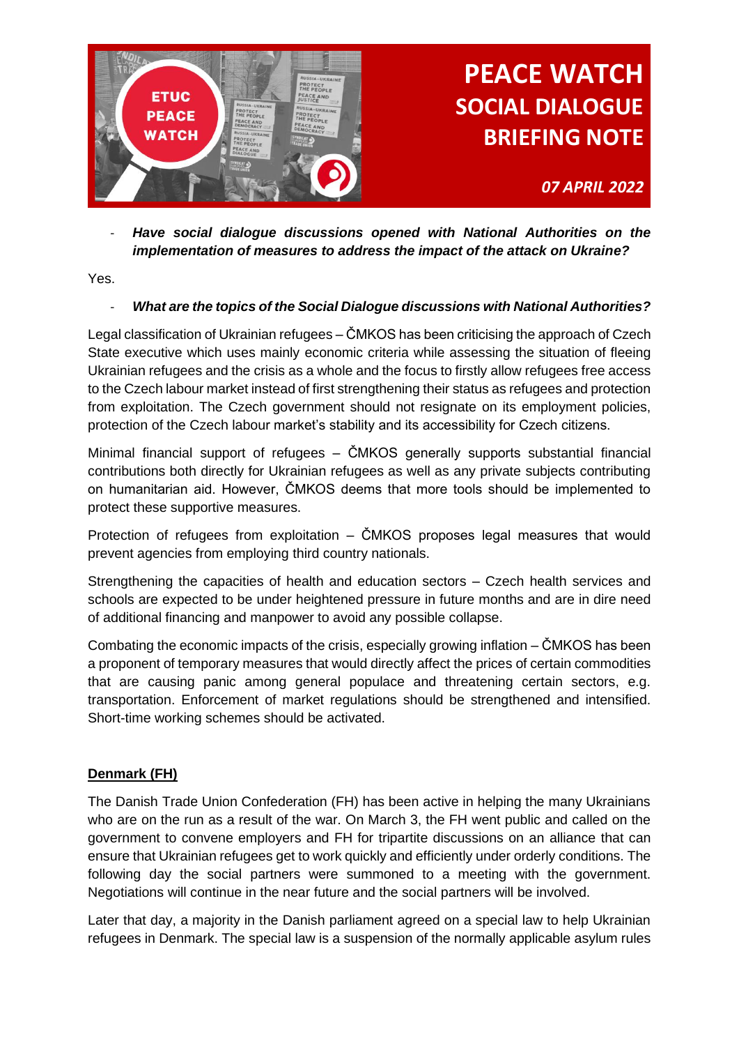- ***Have social dialogue discussions opened with National Authorities on the implementation of measures to address the impact of the attack on Ukraine?***

Yes.

- ***What are the topics of the Social Dialogue discussions with National Authorities?***

Legal classification of Ukrainian refugees – ČMKOS has been criticising the approach of Czech State executive which uses mainly economic criteria while assessing the situation of fleeing Ukrainian refugees and the crisis as a whole and the focus to firstly allow refugees free access to the Czech labour market instead of first strengthening their status as refugees and protection from exploitation. The Czech government should not resignate on its employment policies, protection of the Czech labour market's stability and its accessibility for Czech citizens.

Minimal financial support of refugees – ČMKOS generally supports substantial financial contributions both directly for Ukrainian refugees as well as any private subjects contributing on humanitarian aid. However, ČMKOS deems that more tools should be implemented to protect these supportive measures.

Protection of refugees from exploitation – ČMKOS proposes legal measures that would prevent agencies from employing third country nationals.

Strengthening the capacities of health and education sectors – Czech health services and schools are expected to be under heightened pressure in future months and are in dire need of additional financing and manpower to avoid any possible collapse.

Combating the economic impacts of the crisis, especially growing inflation – ČMKOS has been a proponent of temporary measures that would directly affect the prices of certain commodities that are causing panic among general populace and threatening certain sectors, e.g. transportation. Enforcement of market regulations should be strengthened and intensified. Short-time working schemes should be activated.

## Denmark (FH)

The Danish Trade Union Confederation (FH) has been active in helping the many Ukrainians who are on the run as a result of the war. On March 3, the FH went public and called on the government to convene employers and FH for tripartite discussions on an alliance that can ensure that Ukrainian refugees get to work quickly and efficiently under orderly conditions. The following day the social partners were summoned to a meeting with the government. Negotiations will continue in the near future and the social partners will be involved.

Later that day, a majority in the Danish parliament agreed on a special law to help Ukrainian refugees in Denmark. The special law is a suspension of the normally applicable asylum rules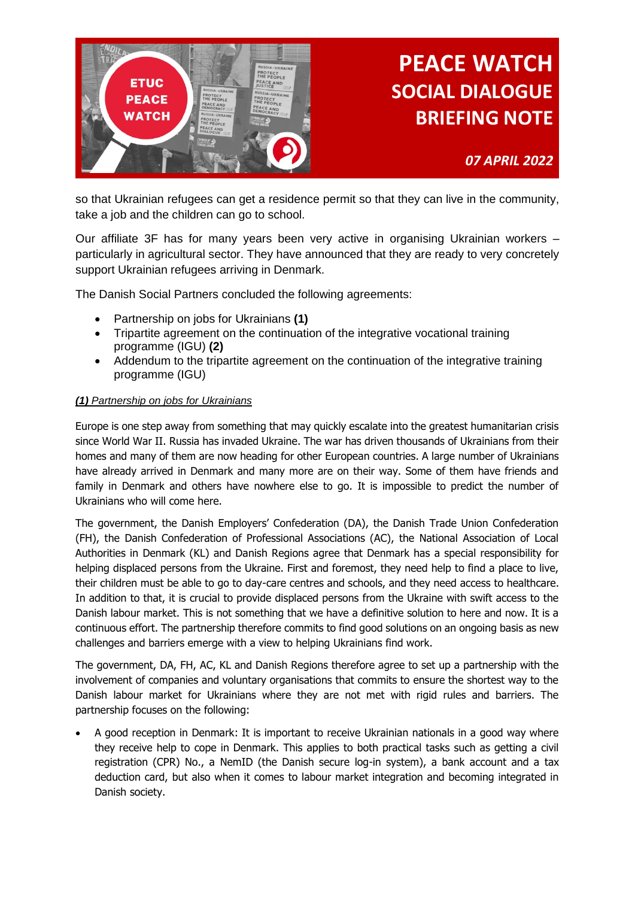so that Ukrainian refugees can get a residence permit so that they can live in the community, take a job and the children can go to school.

Our affiliate 3F has for many years been very active in organising Ukrainian workers – particularly in agricultural sector. They have announced that they are ready to very concretely support Ukrainian refugees arriving in Denmark.

The Danish Social Partners concluded the following agreements:

- Partnership on jobs for Ukrainians **(1)**
- Tripartite agreement on the continuation of the integrative vocational training programme (IGU) **(2)**
- Addendum to the tripartite agreement on the continuation of the integrative training programme (IGU)

***(1)** Partnership on jobs for Ukrainians*

Europe is one step away from something that may quickly escalate into the greatest humanitarian crisis since World War II. Russia has invaded Ukraine. The war has driven thousands of Ukrainians from their homes and many of them are now heading for other European countries. A large number of Ukrainians have already arrived in Denmark and many more are on their way. Some of them have friends and family in Denmark and others have nowhere else to go. It is impossible to predict the number of Ukrainians who will come here.

The government, the Danish Employers' Confederation (DA), the Danish Trade Union Confederation (FH), the Danish Confederation of Professional Associations (AC), the National Association of Local Authorities in Denmark (KL) and Danish Regions agree that Denmark has a special responsibility for helping displaced persons from the Ukraine. First and foremost, they need help to find a place to live, their children must be able to go to day-care centres and schools, and they need access to healthcare. In addition to that, it is crucial to provide displaced persons from the Ukraine with swift access to the Danish labour market. This is not something that we have a definitive solution to here and now. It is a continuous effort. The partnership therefore commits to find good solutions on an ongoing basis as new challenges and barriers emerge with a view to helping Ukrainians find work.

The government, DA, FH, AC, KL and Danish Regions therefore agree to set up a partnership with the involvement of companies and voluntary organisations that commits to ensure the shortest way to the Danish labour market for Ukrainians where they are not met with rigid rules and barriers. The partnership focuses on the following:

- A good reception in Denmark: It is important to receive Ukrainian nationals in a good way where they receive help to cope in Denmark. This applies to both practical tasks such as getting a civil registration (CPR) No., a NemID (the Danish secure log-in system), a bank account and a tax deduction card, but also when it comes to labour market integration and becoming integrated in Danish society.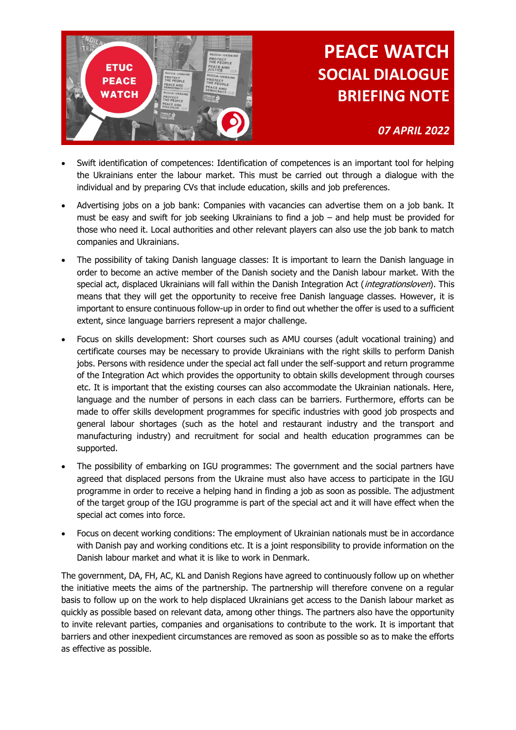- Swift identification of competences: Identification of competences is an important tool for helping the Ukrainians enter the labour market. This must be carried out through a dialogue with the individual and by preparing CVs that include education, skills and job preferences.
- Advertising jobs on a job bank: Companies with vacancies can advertise them on a job bank. It must be easy and swift for job seeking Ukrainians to find a job – and help must be provided for those who need it. Local authorities and other relevant players can also use the job bank to match companies and Ukrainians.
- The possibility of taking Danish language classes: It is important to learn the Danish language in order to become an active member of the Danish society and the Danish labour market. With the special act, displaced Ukrainians will fall within the Danish Integration Act (*integrationsloven*). This means that they will get the opportunity to receive free Danish language classes. However, it is important to ensure continuous follow-up in order to find out whether the offer is used to a sufficient extent, since language barriers represent a major challenge.
- Focus on skills development: Short courses such as AMU courses (adult vocational training) and certificate courses may be necessary to provide Ukrainians with the right skills to perform Danish jobs. Persons with residence under the special act fall under the self-support and return programme of the Integration Act which provides the opportunity to obtain skills development through courses etc. It is important that the existing courses can also accommodate the Ukrainian nationals. Here, language and the number of persons in each class can be barriers. Furthermore, efforts can be made to offer skills development programmes for specific industries with good job prospects and general labour shortages (such as the hotel and restaurant industry and the transport and manufacturing industry) and recruitment for social and health education programmes can be supported.
- The possibility of embarking on IGU programmes: The government and the social partners have agreed that displaced persons from the Ukraine must also have access to participate in the IGU programme in order to receive a helping hand in finding a job as soon as possible. The adjustment of the target group of the IGU programme is part of the special act and it will have effect when the special act comes into force.
- Focus on decent working conditions: The employment of Ukrainian nationals must be in accordance with Danish pay and working conditions etc. It is a joint responsibility to provide information on the Danish labour market and what it is like to work in Denmark.

The government, DA, FH, AC, KL and Danish Regions have agreed to continuously follow up on whether the initiative meets the aims of the partnership. The partnership will therefore convene on a regular basis to follow up on the work to help displaced Ukrainians get access to the Danish labour market as quickly as possible based on relevant data, among other things. The partners also have the opportunity to invite relevant parties, companies and organisations to contribute to the work. It is important that barriers and other inexpedient circumstances are removed as soon as possible so as to make the efforts as effective as possible.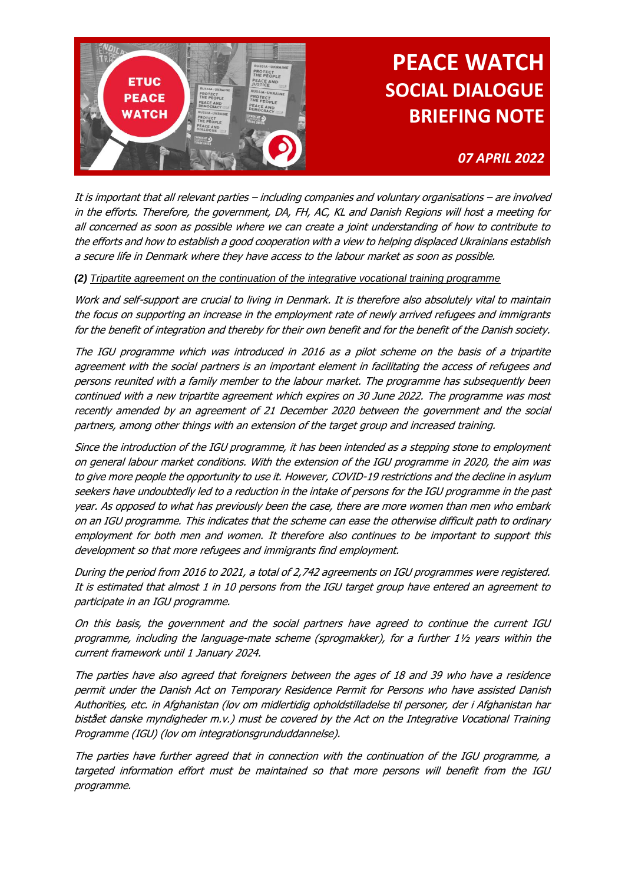It is important that all relevant parties – including companies and voluntary organisations – are involved in the efforts. Therefore, the government, DA, FH, AC, KL and Danish Regions will host a meeting for all concerned as soon as possible where we can create a joint understanding of how to contribute to the efforts and how to establish a good cooperation with a view to helping displaced Ukrainians establish a secure life in Denmark where they have access to the labour market as soon as possible.

***(2)*** Tripartite agreement on the continuation of the integrative vocational training programme

*Work and self-support are crucial to living in Denmark. It is therefore also absolutely vital to maintain the focus on supporting an increase in the employment rate of newly arrived refugees and immigrants for the benefit of integration and thereby for their own benefit and for the benefit of the Danish society.*

*The IGU programme which was introduced in 2016 as a pilot scheme on the basis of a tripartite agreement with the social partners is an important element in facilitating the access of refugees and persons reunited with a family member to the labour market. The programme has subsequently been continued with a new tripartite agreement which expires on 30 June 2022. The programme was most recently amended by an agreement of 21 December 2020 between the government and the social partners, among other things with an extension of the target group and increased training.*

*Since the introduction of the IGU programme, it has been intended as a stepping stone to employment on general labour market conditions. With the extension of the IGU programme in 2020, the aim was to give more people the opportunity to use it. However, COVID-19 restrictions and the decline in asylum seekers have undoubtedly led to a reduction in the intake of persons for the IGU programme in the past year. As opposed to what has previously been the case, there are more women than men who embark on an IGU programme. This indicates that the scheme can ease the otherwise difficult path to ordinary employment for both men and women. It therefore also continues to be important to support this development so that more refugees and immigrants find employment.*

*During the period from 2016 to 2021, a total of 2,742 agreements on IGU programmes were registered. It is estimated that almost 1 in 10 persons from the IGU target group have entered an agreement to participate in an IGU programme.*

*On this basis, the government and the social partners have agreed to continue the current IGU programme, including the language-mate scheme (sprogmakker), for a further 1½ years within the current framework until 1 January 2024.*

*The parties have also agreed that foreigners between the ages of 18 and 39 who have a residence permit under the Danish Act on Temporary Residence Permit for Persons who have assisted Danish Authorities, etc. in Afghanistan (lov om midlertidig opholdstilladelse til personer, der i Afghanistan har bistået danske myndigheder m.v.) must be covered by the Act on the Integrative Vocational Training Programme (IGU) (lov om integrationsgrunduddannelse).*

*The parties have further agreed that in connection with the continuation of the IGU programme, a targeted information effort must be maintained so that more persons will benefit from the IGU programme.*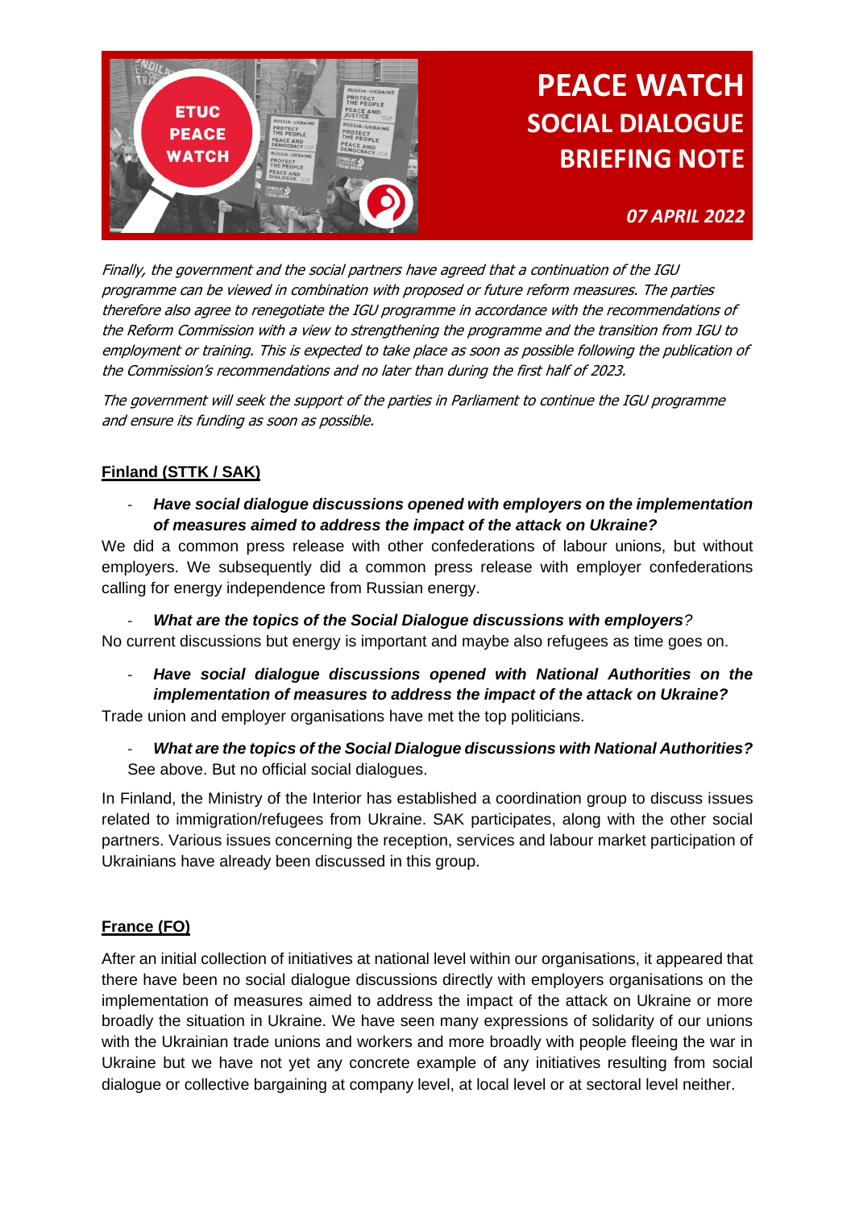*Finally, the government and the social partners have agreed that a continuation of the IGU programme can be viewed in combination with proposed or future reform measures. The parties therefore also agree to renegotiate the IGU programme in accordance with the recommendations of the Reform Commission with a view to strengthening the programme and the transition from IGU to employment or training. This is expected to take place as soon as possible following the publication of the Commission's recommendations and no later than during the first half of 2023.*

*The government will seek the support of the parties in Parliament to continue the IGU programme and ensure its funding as soon as possible.*

## Finland (STTK / SAK)

- ***Have social dialogue discussions opened with employers on the implementation of measures aimed to address the impact of the attack on Ukraine?***

We did a common press release with other confederations of labour unions, but without employers. We subsequently did a common press release with employer confederations calling for energy independence from Russian energy.

- ***What are the topics of the Social Dialogue discussions with employers?***

No current discussions but energy is important and maybe also refugees as time goes on.

- ***Have social dialogue discussions opened with National Authorities on the implementation of measures to address the impact of the attack on Ukraine?***

Trade union and employer organisations have met the top politicians.

- ***What are the topics of the Social Dialogue discussions with National Authorities?***

See above. But no official social dialogues.

In Finland, the Ministry of the Interior has established a coordination group to discuss issues related to immigration/refugees from Ukraine. SAK participates, along with the other social partners. Various issues concerning the reception, services and labour market participation of Ukrainians have already been discussed in this group.

## France (FO)

After an initial collection of initiatives at national level within our organisations, it appeared that there have been no social dialogue discussions directly with employers organisations on the implementation of measures aimed to address the impact of the attack on Ukraine or more broadly the situation in Ukraine. We have seen many expressions of solidarity of our unions with the Ukrainian trade unions and workers and more broadly with people fleeing the war in Ukraine but we have not yet any concrete example of any initiatives resulting from social dialogue or collective bargaining at company level, at local level or at sectoral level neither.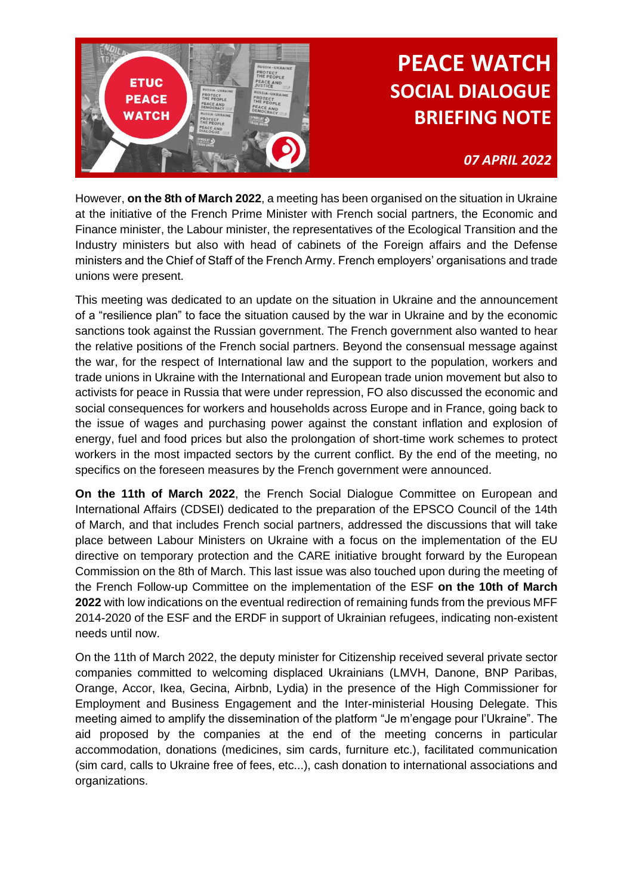However, **on the 8th of March 2022**, a meeting has been organised on the situation in Ukraine at the initiative of the French Prime Minister with French social partners, the Economic and Finance minister, the Labour minister, the representatives of the Ecological Transition and the Industry ministers but also with head of cabinets of the Foreign affairs and the Defense ministers and the Chief of Staff of the French Army. French employers' organisations and trade unions were present.

This meeting was dedicated to an update on the situation in Ukraine and the announcement of a "resilience plan" to face the situation caused by the war in Ukraine and by the economic sanctions took against the Russian government. The French government also wanted to hear the relative positions of the French social partners. Beyond the consensual message against the war, for the respect of International law and the support to the population, workers and trade unions in Ukraine with the International and European trade union movement but also to activists for peace in Russia that were under repression, FO also discussed the economic and social consequences for workers and households across Europe and in France, going back to the issue of wages and purchasing power against the constant inflation and explosion of energy, fuel and food prices but also the prolongation of short-time work schemes to protect workers in the most impacted sectors by the current conflict. By the end of the meeting, no specifics on the foreseen measures by the French government were announced.

**On the 11th of March 2022**, the French Social Dialogue Committee on European and International Affairs (CDSEI) dedicated to the preparation of the EPSCO Council of the 14th of March, and that includes French social partners, addressed the discussions that will take place between Labour Ministers on Ukraine with a focus on the implementation of the EU directive on temporary protection and the CARE initiative brought forward by the European Commission on the 8th of March. This last issue was also touched upon during the meeting of the French Follow-up Committee on the implementation of the ESF **on the 10th of March 2022** with low indications on the eventual redirection of remaining funds from the previous MFF 2014-2020 of the ESF and the ERDF in support of Ukrainian refugees, indicating non-existent needs until now.

On the 11th of March 2022, the deputy minister for Citizenship received several private sector companies committed to welcoming displaced Ukrainians (LMVH, Danone, BNP Paribas, Orange, Accor, Ikea, Gecina, Airbnb, Lydia) in the presence of the High Commissioner for Employment and Business Engagement and the Inter-ministerial Housing Delegate. This meeting aimed to amplify the dissemination of the platform "Je m'engage pour l'Ukraine". The aid proposed by the companies at the end of the meeting concerns in particular accommodation, donations (medicines, sim cards, furniture etc.), facilitated communication (sim card, calls to Ukraine free of fees, etc...), cash donation to international associations and organizations.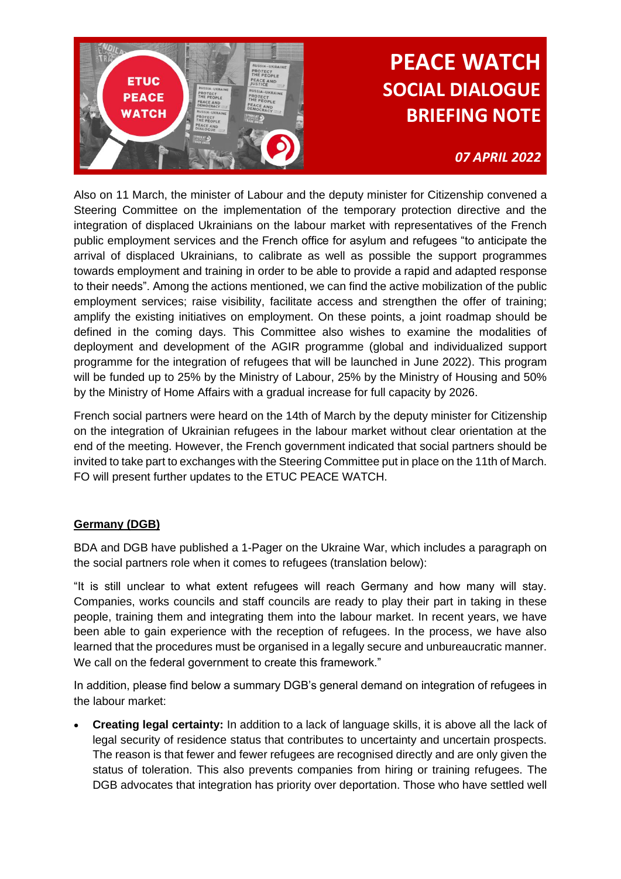Also on 11 March, the minister of Labour and the deputy minister for Citizenship convened a Steering Committee on the implementation of the temporary protection directive and the integration of displaced Ukrainians on the labour market with representatives of the French public employment services and the French office for asylum and refugees "to anticipate the arrival of displaced Ukrainians, to calibrate as well as possible the support programmes towards employment and training in order to be able to provide a rapid and adapted response to their needs". Among the actions mentioned, we can find the active mobilization of the public employment services; raise visibility, facilitate access and strengthen the offer of training; amplify the existing initiatives on employment. On these points, a joint roadmap should be defined in the coming days. This Committee also wishes to examine the modalities of deployment and development of the AGIR programme (global and individualized support programme for the integration of refugees that will be launched in June 2022). This program will be funded up to 25% by the Ministry of Labour, 25% by the Ministry of Housing and 50% by the Ministry of Home Affairs with a gradual increase for full capacity by 2026.

French social partners were heard on the 14th of March by the deputy minister for Citizenship on the integration of Ukrainian refugees in the labour market without clear orientation at the end of the meeting. However, the French government indicated that social partners should be invited to take part to exchanges with the Steering Committee put in place on the 11th of March. FO will present further updates to the ETUC PEACE WATCH.

## Germany (DGB)

BDA and DGB have published a 1-Pager on the Ukraine War, which includes a paragraph on the social partners role when it comes to refugees (translation below):

"It is still unclear to what extent refugees will reach Germany and how many will stay. Companies, works councils and staff councils are ready to play their part in taking in these people, training them and integrating them into the labour market. In recent years, we have been able to gain experience with the reception of refugees. In the process, we have also learned that the procedures must be organised in a legally secure and unbureaucratic manner. We call on the federal government to create this framework."

In addition, please find below a summary DGB's general demand on integration of refugees in the labour market:

- **Creating legal certainty:** In addition to a lack of language skills, it is above all the lack of legal security of residence status that contributes to uncertainty and uncertain prospects. The reason is that fewer and fewer refugees are recognised directly and are only given the status of toleration. This also prevents companies from hiring or training refugees. The DGB advocates that integration has priority over deportation. Those who have settled well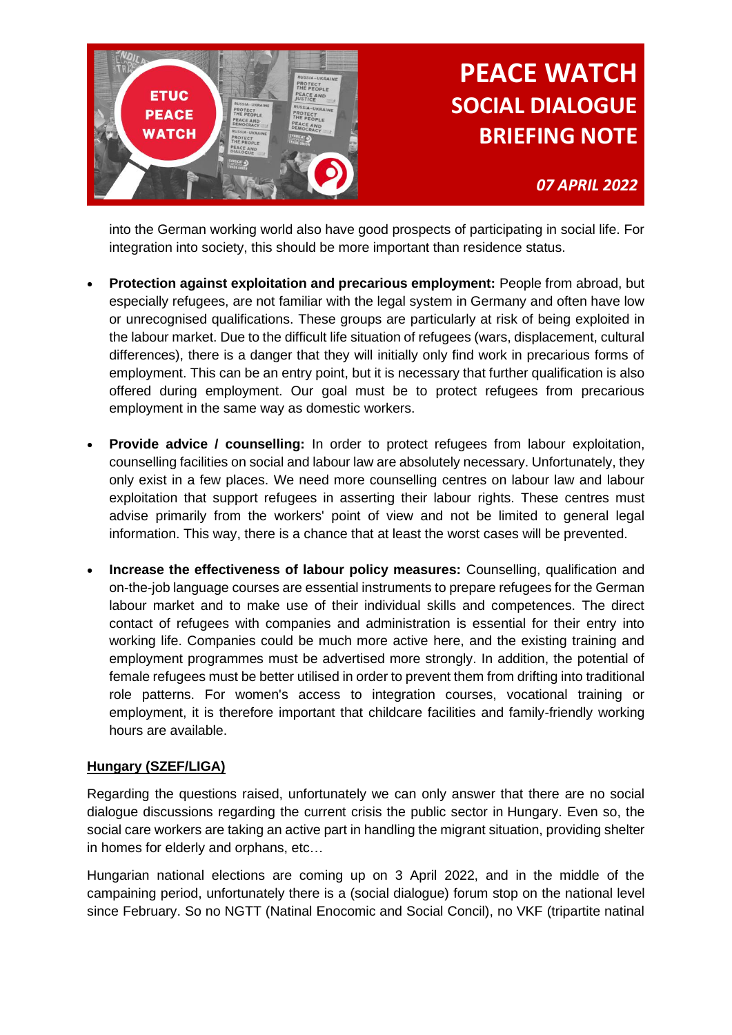into the German working world also have good prospects of participating in social life. For integration into society, this should be more important than residence status.

- **Protection against exploitation and precarious employment:** People from abroad, but especially refugees, are not familiar with the legal system in Germany and often have low or unrecognised qualifications. These groups are particularly at risk of being exploited in the labour market. Due to the difficult life situation of refugees (wars, displacement, cultural differences), there is a danger that they will initially only find work in precarious forms of employment. This can be an entry point, but it is necessary that further qualification is also offered during employment. Our goal must be to protect refugees from precarious employment in the same way as domestic workers.

- **Provide advice / counselling:** In order to protect refugees from labour exploitation, counselling facilities on social and labour law are absolutely necessary. Unfortunately, they only exist in a few places. We need more counselling centres on labour law and labour exploitation that support refugees in asserting their labour rights. These centres must advise primarily from the workers' point of view and not be limited to general legal information. This way, there is a chance that at least the worst cases will be prevented.

- **Increase the effectiveness of labour policy measures:** Counselling, qualification and on-the-job language courses are essential instruments to prepare refugees for the German labour market and to make use of their individual skills and competences. The direct contact of refugees with companies and administration is essential for their entry into working life. Companies could be much more active here, and the existing training and employment programmes must be advertised more strongly. In addition, the potential of female refugees must be better utilised in order to prevent them from drifting into traditional role patterns. For women's access to integration courses, vocational training or employment, it is therefore important that childcare facilities and family-friendly working hours are available.

**Hungary (SZEF/LIGA)**

Regarding the questions raised, unfortunately we can only answer that there are no social dialogue discussions regarding the current crisis the public sector in Hungary. Even so, the social care workers are taking an active part in handling the migrant situation, providing shelter in homes for elderly and orphans, etc…

Hungarian national elections are coming up on 3 April 2022, and in the middle of the campaining period, unfortunately there is a (social dialogue) forum stop on the national level since February. So no NGTT (Natinal Enocomic and Social Concil), no VKF (tripartite natinal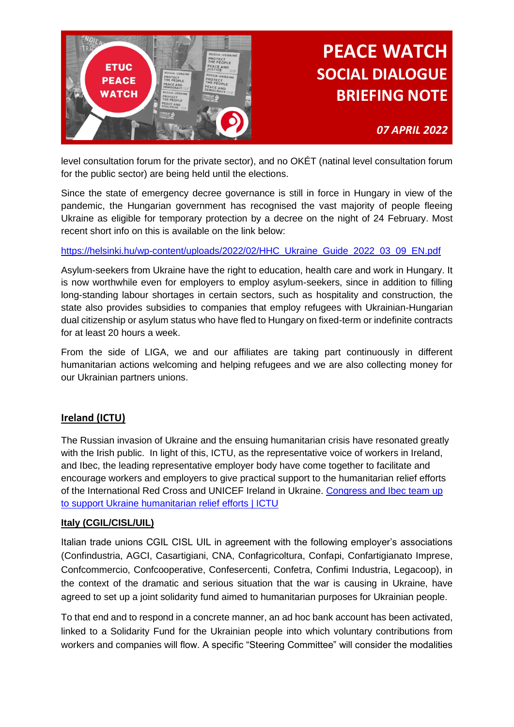level consultation forum for the private sector), and no OKÉT (natinal level consultation forum for the public sector) are being held until the elections.

Since the state of emergency decree governance is still in force in Hungary in view of the pandemic, the Hungarian government has recognised the vast majority of people fleeing Ukraine as eligible for temporary protection by a decree on the night of 24 February. Most recent short info on this is available on the link below:

https://helsinki.hu/wp-content/uploads/2022/02/HHC_Ukraine_Guide_2022_03_09_EN.pdf

Asylum-seekers from Ukraine have the right to education, health care and work in Hungary. It is now worthwhile even for employers to employ asylum-seekers, since in addition to filling long-standing labour shortages in certain sectors, such as hospitality and construction, the state also provides subsidies to companies that employ refugees with Ukrainian-Hungarian dual citizenship or asylum status who have fled to Hungary on fixed-term or indefinite contracts for at least 20 hours a week.

From the side of LIGA, we and our affiliates are taking part continuously in different humanitarian actions welcoming and helping refugees and we are also collecting money for our Ukrainian partners unions.

## Ireland (ICTU)

The Russian invasion of Ukraine and the ensuing humanitarian crisis have resonated greatly with the Irish public. In light of this, ICTU, as the representative voice of workers in Ireland, and Ibec, the leading representative employer body have come together to facilitate and encourage workers and employers to give practical support to the humanitarian relief efforts of the International Red Cross and UNICEF Ireland in Ukraine. Congress and Ibec team up to support Ukraine humanitarian relief efforts | ICTU

## Italy (CGIL/CISL/UIL)

Italian trade unions CGIL CISL UIL in agreement with the following employer's associations (Confindustria, AGCI, Casartigiani, CNA, Confagricoltura, Confapi, Confartigianato Imprese, Confcommercio, Confcooperative, Confesercenti, Confetra, Confimi Industria, Legacoop), in the context of the dramatic and serious situation that the war is causing in Ukraine, have agreed to set up a joint solidarity fund aimed to humanitarian purposes for Ukrainian people.

To that end and to respond in a concrete manner, an ad hoc bank account has been activated, linked to a Solidarity Fund for the Ukrainian people into which voluntary contributions from workers and companies will flow. A specific "Steering Committee" will consider the modalities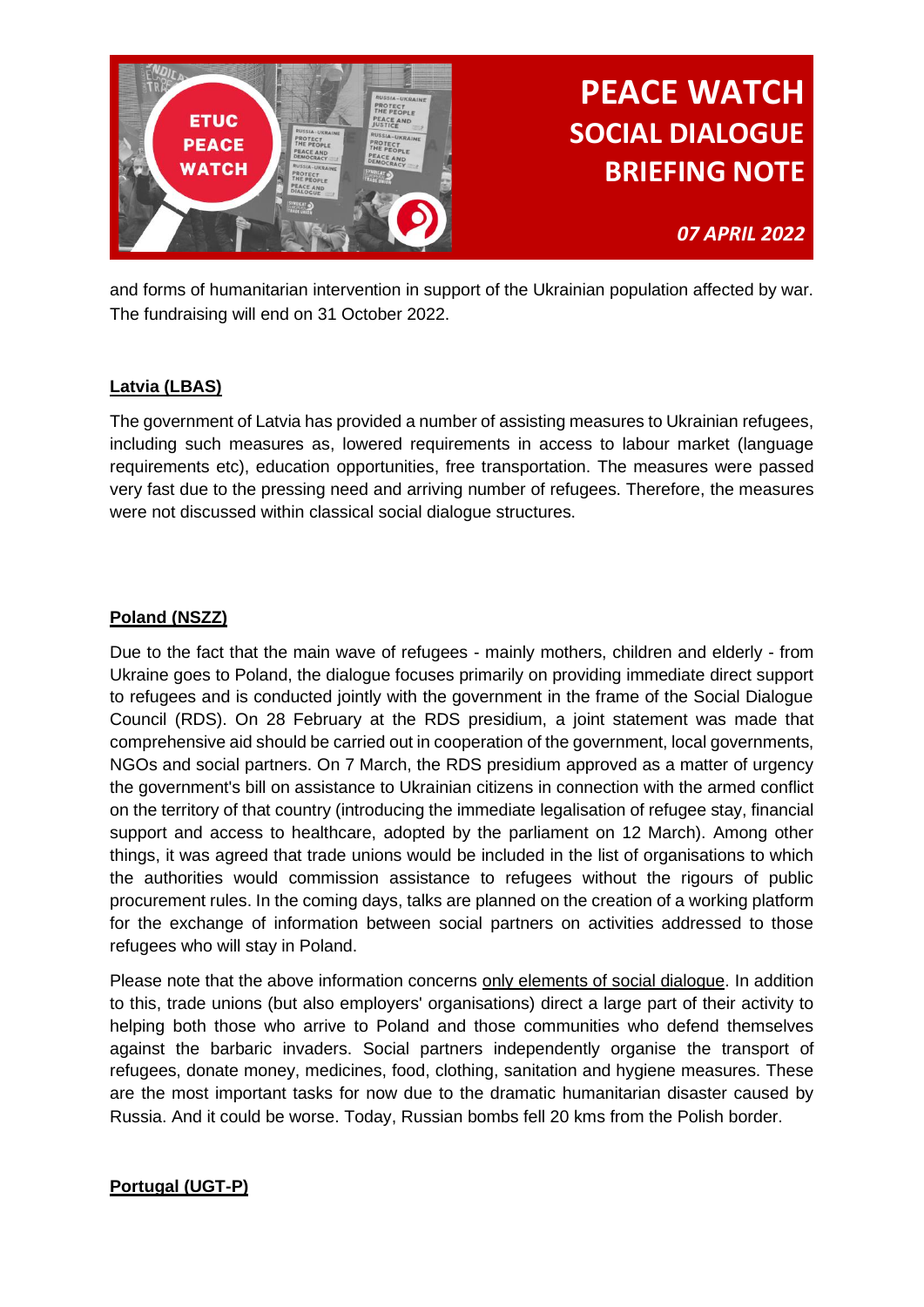and forms of humanitarian intervention in support of the Ukrainian population affected by war. The fundraising will end on 31 October 2022.

## Latvia (LBAS)

The government of Latvia has provided a number of assisting measures to Ukrainian refugees, including such measures as, lowered requirements in access to labour market (language requirements etc), education opportunities, free transportation. The measures were passed very fast due to the pressing need and arriving number of refugees. Therefore, the measures were not discussed within classical social dialogue structures.

## Poland (NSZZ)

Due to the fact that the main wave of refugees - mainly mothers, children and elderly - from Ukraine goes to Poland, the dialogue focuses primarily on providing immediate direct support to refugees and is conducted jointly with the government in the frame of the Social Dialogue Council (RDS). On 28 February at the RDS presidium, a joint statement was made that comprehensive aid should be carried out in cooperation of the government, local governments, NGOs and social partners. On 7 March, the RDS presidium approved as a matter of urgency the government's bill on assistance to Ukrainian citizens in connection with the armed conflict on the territory of that country (introducing the immediate legalisation of refugee stay, financial support and access to healthcare, adopted by the parliament on 12 March). Among other things, it was agreed that trade unions would be included in the list of organisations to which the authorities would commission assistance to refugees without the rigours of public procurement rules. In the coming days, talks are planned on the creation of a working platform for the exchange of information between social partners on activities addressed to those refugees who will stay in Poland.

Please note that the above information concerns only elements of social dialogue. In addition to this, trade unions (but also employers' organisations) direct a large part of their activity to helping both those who arrive to Poland and those communities who defend themselves against the barbaric invaders. Social partners independently organise the transport of refugees, donate money, medicines, food, clothing, sanitation and hygiene measures. These are the most important tasks for now due to the dramatic humanitarian disaster caused by Russia. And it could be worse. Today, Russian bombs fell 20 kms from the Polish border.

## Portugal (UGT-P)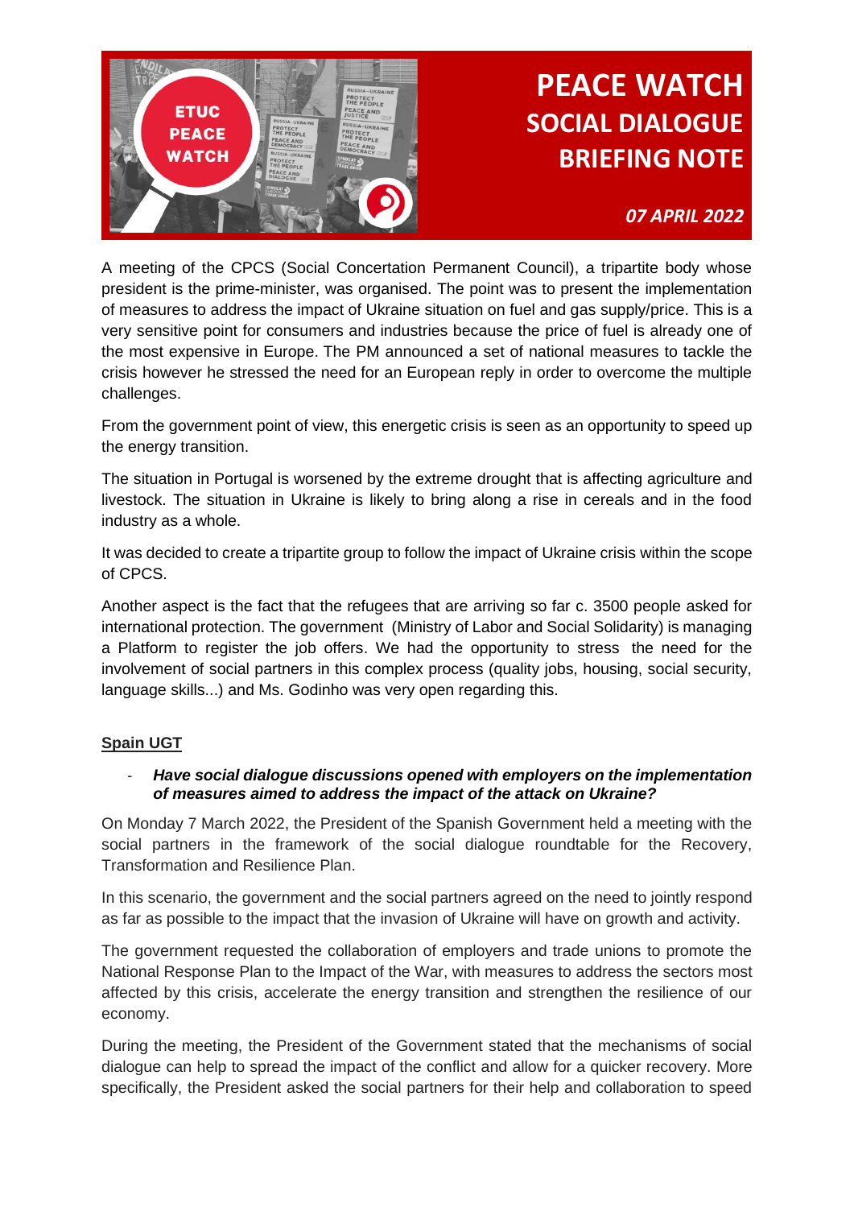# PEACE WATCH SOCIAL DIALOGUE BRIEFING NOTE

*07 APRIL 2022*

A meeting of the CPCS (Social Concertation Permanent Council), a tripartite body whose president is the prime-minister, was organised. The point was to present the implementation of measures to address the impact of Ukraine situation on fuel and gas supply/price. This is a very sensitive point for consumers and industries because the price of fuel is already one of the most expensive in Europe. The PM announced a set of national measures to tackle the crisis however he stressed the need for an European reply in order to overcome the multiple challenges.

From the government point of view, this energetic crisis is seen as an opportunity to speed up the energy transition.

The situation in Portugal is worsened by the extreme drought that is affecting agriculture and livestock. The situation in Ukraine is likely to bring along a rise in cereals and in the food industry as a whole.

It was decided to create a tripartite group to follow the impact of Ukraine crisis within the scope of CPCS.

Another aspect is the fact that the refugees that are arriving so far c. 3500 people asked for international protection. The government (Ministry of Labor and Social Solidarity) is managing a Platform to register the job offers. We had the opportunity to stress the need for the involvement of social partners in this complex process (quality jobs, housing, social security, language skills...) and Ms. Godinho was very open regarding this.

## Spain UGT

- ***Have social dialogue discussions opened with employers on the implementation of measures aimed to address the impact of the attack on Ukraine?***

On Monday 7 March 2022, the President of the Spanish Government held a meeting with the social partners in the framework of the social dialogue roundtable for the Recovery, Transformation and Resilience Plan.

In this scenario, the government and the social partners agreed on the need to jointly respond as far as possible to the impact that the invasion of Ukraine will have on growth and activity.

The government requested the collaboration of employers and trade unions to promote the National Response Plan to the Impact of the War, with measures to address the sectors most affected by this crisis, accelerate the energy transition and strengthen the resilience of our economy.

During the meeting, the President of the Government stated that the mechanisms of social dialogue can help to spread the impact of the conflict and allow for a quicker recovery. More specifically, the President asked the social partners for their help and collaboration to speed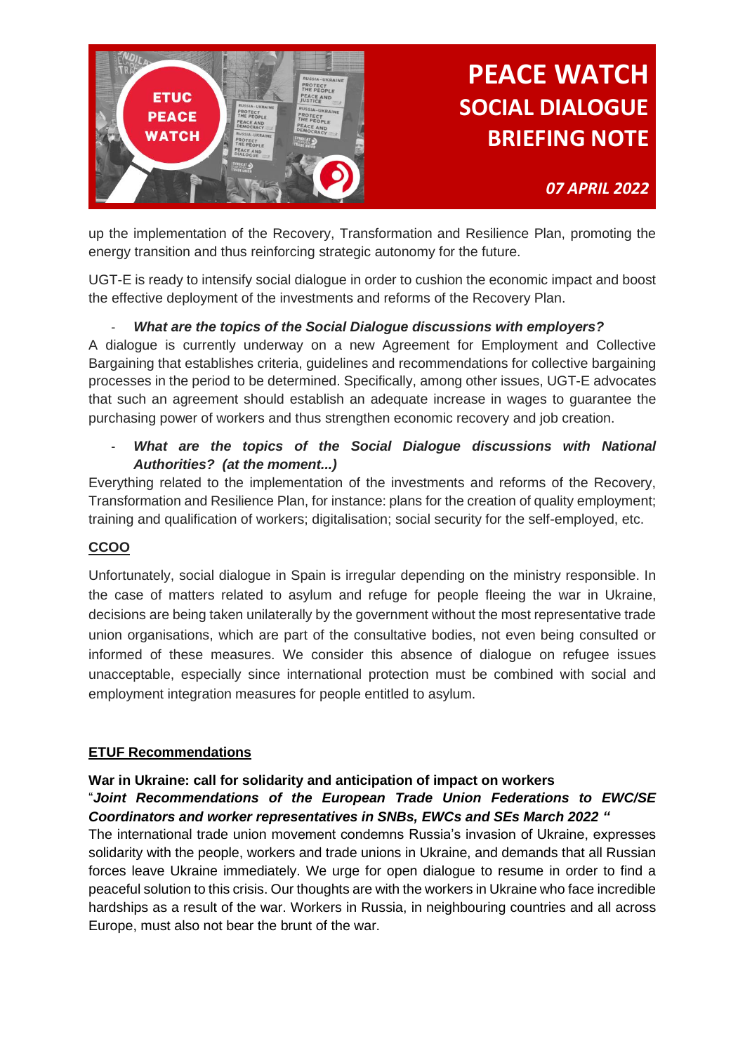up the implementation of the Recovery, Transformation and Resilience Plan, promoting the energy transition and thus reinforcing strategic autonomy for the future.

UGT-E is ready to intensify social dialogue in order to cushion the economic impact and boost the effective deployment of the investments and reforms of the Recovery Plan.

- ***What are the topics of the Social Dialogue discussions with employers?***

A dialogue is currently underway on a new Agreement for Employment and Collective Bargaining that establishes criteria, guidelines and recommendations for collective bargaining processes in the period to be determined. Specifically, among other issues, UGT-E advocates that such an agreement should establish an adequate increase in wages to guarantee the purchasing power of workers and thus strengthen economic recovery and job creation.

- ***What are the topics of the Social Dialogue discussions with National Authorities? (at the moment...)***

Everything related to the implementation of the investments and reforms of the Recovery, Transformation and Resilience Plan, for instance: plans for the creation of quality employment; training and qualification of workers; digitalisation; social security for the self-employed, etc.

**CCOO**

Unfortunately, social dialogue in Spain is irregular depending on the ministry responsible. In the case of matters related to asylum and refuge for people fleeing the war in Ukraine, decisions are being taken unilaterally by the government without the most representative trade union organisations, which are part of the consultative bodies, not even being consulted or informed of these measures. We consider this absence of dialogue on refugee issues unacceptable, especially since international protection must be combined with social and employment integration measures for people entitled to asylum.

**ETUF Recommendations**

**War in Ukraine: call for solidarity and anticipation of impact on workers**
"***Joint Recommendations of the European Trade Union Federations to EWC/SE Coordinators and worker representatives in SNBs, EWCs and SEs March 2022 "***
The international trade union movement condemns Russia's invasion of Ukraine, expresses solidarity with the people, workers and trade unions in Ukraine, and demands that all Russian forces leave Ukraine immediately. We urge for open dialogue to resume in order to find a peaceful solution to this crisis. Our thoughts are with the workers in Ukraine who face incredible hardships as a result of the war. Workers in Russia, in neighbouring countries and all across Europe, must also not bear the brunt of the war.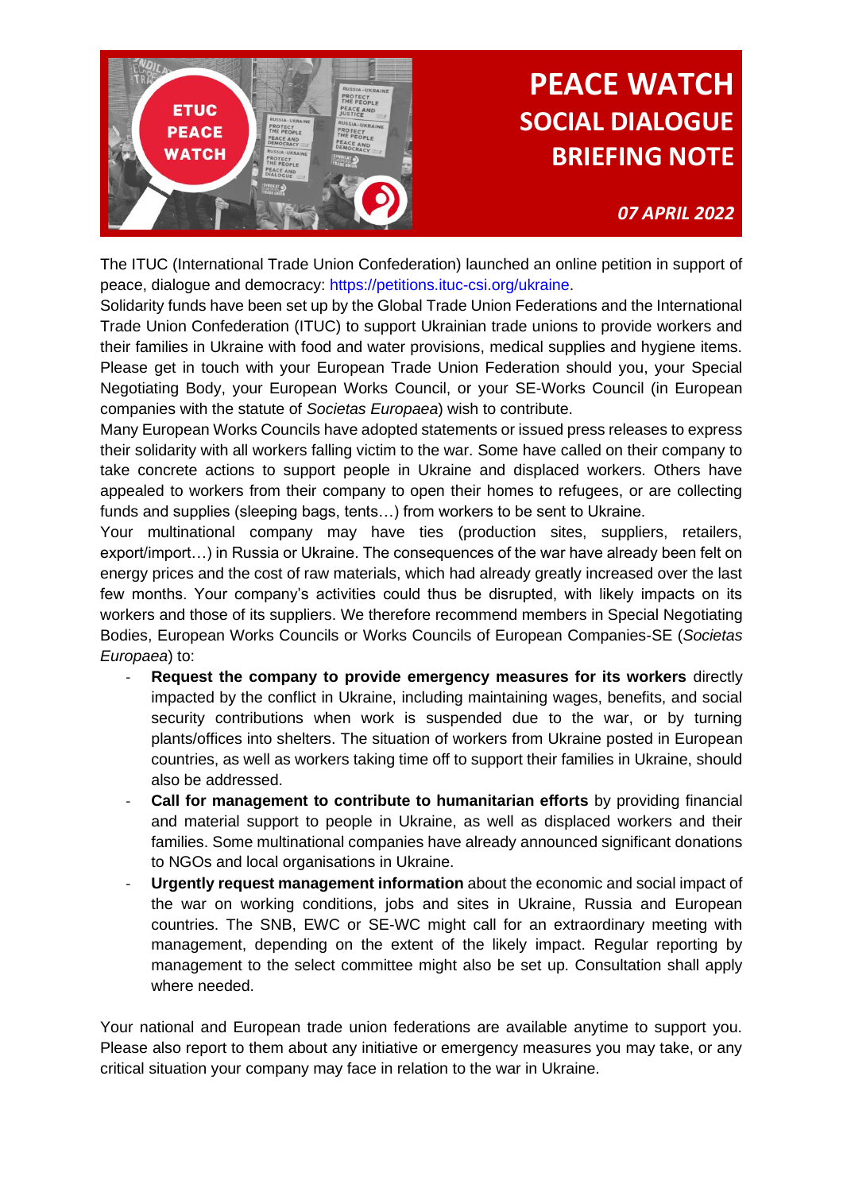# PEACE WATCH SOCIAL DIALOGUE BRIEFING NOTE

***07 APRIL 2022***

The ITUC (International Trade Union Confederation) launched an online petition in support of peace, dialogue and democracy: https://petitions.ituc-csi.org/ukraine.

Solidarity funds have been set up by the Global Trade Union Federations and the International Trade Union Confederation (ITUC) to support Ukrainian trade unions to provide workers and their families in Ukraine with food and water provisions, medical supplies and hygiene items. Please get in touch with your European Trade Union Federation should you, your Special Negotiating Body, your European Works Council, or your SE-Works Council (in European companies with the statute of *Societas Europaea*) wish to contribute.

Many European Works Councils have adopted statements or issued press releases to express their solidarity with all workers falling victim to the war. Some have called on their company to take concrete actions to support people in Ukraine and displaced workers. Others have appealed to workers from their company to open their homes to refugees, or are collecting funds and supplies (sleeping bags, tents…) from workers to be sent to Ukraine.

Your multinational company may have ties (production sites, suppliers, retailers, export/import…) in Russia or Ukraine. The consequences of the war have already been felt on energy prices and the cost of raw materials, which had already greatly increased over the last few months. Your company's activities could thus be disrupted, with likely impacts on its workers and those of its suppliers. We therefore recommend members in Special Negotiating Bodies, European Works Councils or Works Councils of European Companies-SE (*Societas Europaea*) to:

- **Request the company to provide emergency measures for its workers** directly impacted by the conflict in Ukraine, including maintaining wages, benefits, and social security contributions when work is suspended due to the war, or by turning plants/offices into shelters. The situation of workers from Ukraine posted in European countries, as well as workers taking time off to support their families in Ukraine, should also be addressed.
- **Call for management to contribute to humanitarian efforts** by providing financial and material support to people in Ukraine, as well as displaced workers and their families. Some multinational companies have already announced significant donations to NGOs and local organisations in Ukraine.
- **Urgently request management information** about the economic and social impact of the war on working conditions, jobs and sites in Ukraine, Russia and European countries. The SNB, EWC or SE-WC might call for an extraordinary meeting with management, depending on the extent of the likely impact. Regular reporting by management to the select committee might also be set up. Consultation shall apply where needed.

Your national and European trade union federations are available anytime to support you. Please also report to them about any initiative or emergency measures you may take, or any critical situation your company may face in relation to the war in Ukraine.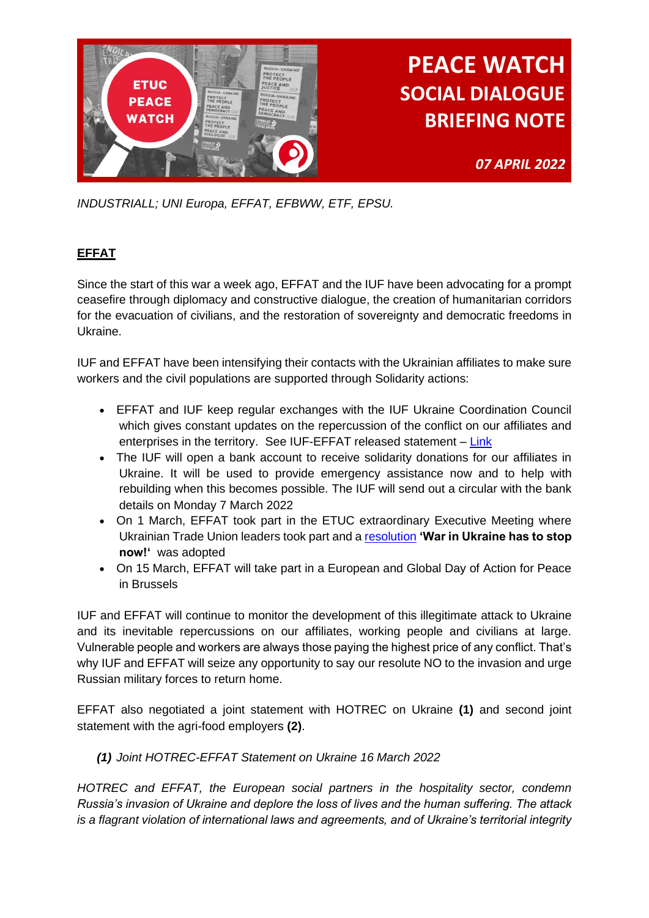# PEACE WATCH
## SOCIAL DIALOGUE BRIEFING NOTE

***07 APRIL 2022***

*INDUSTRIALL; UNI Europa, EFFAT, EFBWW, ETF, EPSU.*

## EFFAT

Since the start of this war a week ago, EFFAT and the IUF have been advocating for a prompt ceasefire through diplomacy and constructive dialogue, the creation of humanitarian corridors for the evacuation of civilians, and the restoration of sovereignty and democratic freedoms in Ukraine.

IUF and EFFAT have been intensifying their contacts with the Ukrainian affiliates to make sure workers and the civil populations are supported through Solidarity actions:

- EFFAT and IUF keep regular exchanges with the IUF Ukraine Coordination Council which gives constant updates on the repercussion of the conflict on our affiliates and enterprises in the territory. See IUF-EFFAT released statement – Link
- The IUF will open a bank account to receive solidarity donations for our affiliates in Ukraine. It will be used to provide emergency assistance now and to help with rebuilding when this becomes possible. The IUF will send out a circular with the bank details on Monday 7 March 2022
- On 1 March, EFFAT took part in the ETUC extraordinary Executive Meeting where Ukrainian Trade Union leaders took part and a resolution **'War in Ukraine has to stop now!'** was adopted
- On 15 March, EFFAT will take part in a European and Global Day of Action for Peace in Brussels

IUF and EFFAT will continue to monitor the development of this illegitimate attack to Ukraine and its inevitable repercussions on our affiliates, working people and civilians at large. Vulnerable people and workers are always those paying the highest price of any conflict. That's why IUF and EFFAT will seize any opportunity to say our resolute NO to the invasion and urge Russian military forces to return home.

EFFAT also negotiated a joint statement with HOTREC on Ukraine **(1)** and second joint statement with the agri-food employers **(2)**.

***(1)*** *Joint HOTREC-EFFAT Statement on Ukraine 16 March 2022*

*HOTREC and EFFAT, the European social partners in the hospitality sector, condemn Russia's invasion of Ukraine and deplore the loss of lives and the human suffering. The attack is a flagrant violation of international laws and agreements, and of Ukraine's territorial integrity*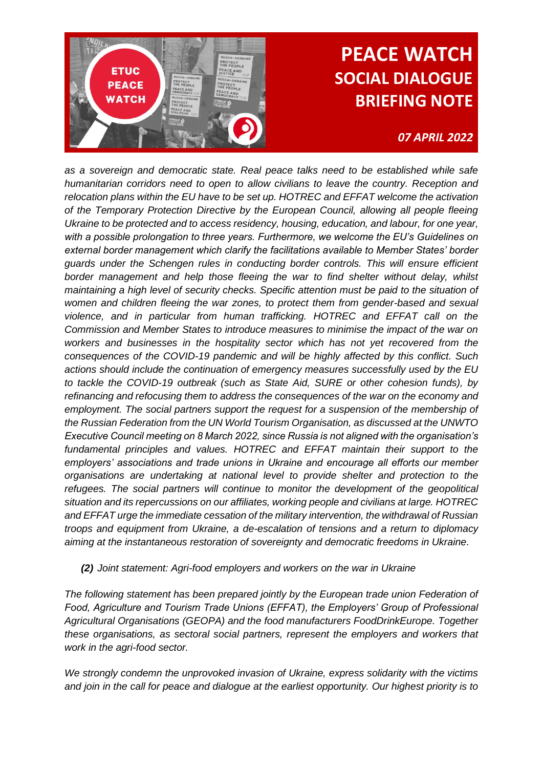*as a sovereign and democratic state. Real peace talks need to be established while safe humanitarian corridors need to open to allow civilians to leave the country. Reception and relocation plans within the EU have to be set up. HOTREC and EFFAT welcome the activation of the Temporary Protection Directive by the European Council, allowing all people fleeing Ukraine to be protected and to access residency, housing, education, and labour, for one year, with a possible prolongation to three years. Furthermore, we welcome the EU's Guidelines on external border management which clarify the facilitations available to Member States' border guards under the Schengen rules in conducting border controls. This will ensure efficient border management and help those fleeing the war to find shelter without delay, whilst maintaining a high level of security checks. Specific attention must be paid to the situation of women and children fleeing the war zones, to protect them from gender-based and sexual violence, and in particular from human trafficking. HOTREC and EFFAT call on the Commission and Member States to introduce measures to minimise the impact of the war on workers and businesses in the hospitality sector which has not yet recovered from the consequences of the COVID-19 pandemic and will be highly affected by this conflict. Such actions should include the continuation of emergency measures successfully used by the EU to tackle the COVID-19 outbreak (such as State Aid, SURE or other cohesion funds), by refinancing and refocusing them to address the consequences of the war on the economy and employment. The social partners support the request for a suspension of the membership of the Russian Federation from the UN World Tourism Organisation, as discussed at the UNWTO Executive Council meeting on 8 March 2022, since Russia is not aligned with the organisation's fundamental principles and values. HOTREC and EFFAT maintain their support to the employers' associations and trade unions in Ukraine and encourage all efforts our member organisations are undertaking at national level to provide shelter and protection to the refugees. The social partners will continue to monitor the development of the geopolitical situation and its repercussions on our affiliates, working people and civilians at large. HOTREC and EFFAT urge the immediate cessation of the military intervention, the withdrawal of Russian troops and equipment from Ukraine, a de-escalation of tensions and a return to diplomacy aiming at the instantaneous restoration of sovereignty and democratic freedoms in Ukraine.*

***(2)*** *Joint statement: Agri-food employers and workers on the war in Ukraine*

*The following statement has been prepared jointly by the European trade union Federation of Food, Agriculture and Tourism Trade Unions (EFFAT), the Employers' Group of Professional Agricultural Organisations (GEOPA) and the food manufacturers FoodDrinkEurope. Together these organisations, as sectoral social partners, represent the employers and workers that work in the agri-food sector.*

*We strongly condemn the unprovoked invasion of Ukraine, express solidarity with the victims and join in the call for peace and dialogue at the earliest opportunity. Our highest priority is to*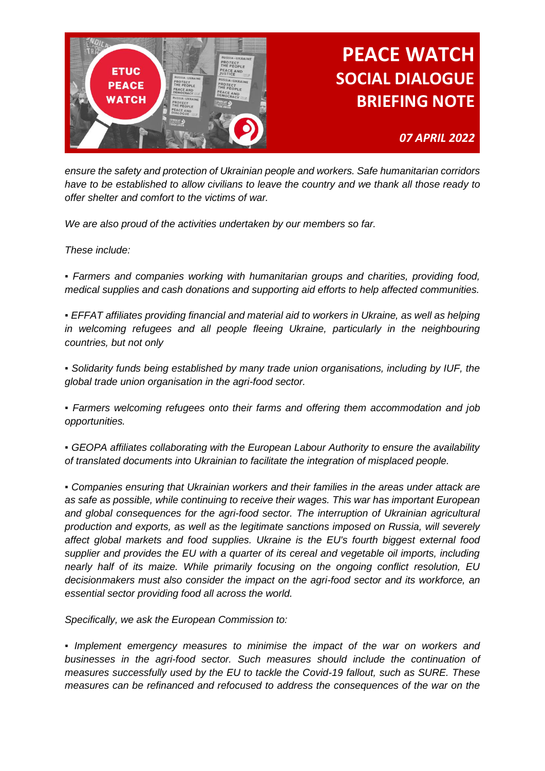*ensure the safety and protection of Ukrainian people and workers. Safe humanitarian corridors have to be established to allow civilians to leave the country and we thank all those ready to offer shelter and comfort to the victims of war.*

*We are also proud of the activities undertaken by our members so far.*

*These include:*

▪ *Farmers and companies working with humanitarian groups and charities, providing food, medical supplies and cash donations and supporting aid efforts to help affected communities.*

▪ *EFFAT affiliates providing financial and material aid to workers in Ukraine, as well as helping in welcoming refugees and all people fleeing Ukraine, particularly in the neighbouring countries, but not only*

▪ *Solidarity funds being established by many trade union organisations, including by IUF, the global trade union organisation in the agri-food sector.*

▪ *Farmers welcoming refugees onto their farms and offering them accommodation and job opportunities.*

▪ *GEOPA affiliates collaborating with the European Labour Authority to ensure the availability of translated documents into Ukrainian to facilitate the integration of misplaced people.*

▪ *Companies ensuring that Ukrainian workers and their families in the areas under attack are as safe as possible, while continuing to receive their wages. This war has important European and global consequences for the agri-food sector. The interruption of Ukrainian agricultural production and exports, as well as the legitimate sanctions imposed on Russia, will severely affect global markets and food supplies. Ukraine is the EU's fourth biggest external food supplier and provides the EU with a quarter of its cereal and vegetable oil imports, including nearly half of its maize. While primarily focusing on the ongoing conflict resolution, EU decisionmakers must also consider the impact on the agri-food sector and its workforce, an essential sector providing food all across the world.*

*Specifically, we ask the European Commission to:*

▪ *Implement emergency measures to minimise the impact of the war on workers and businesses in the agri-food sector. Such measures should include the continuation of measures successfully used by the EU to tackle the Covid-19 fallout, such as SURE. These measures can be refinanced and refocused to address the consequences of the war on the*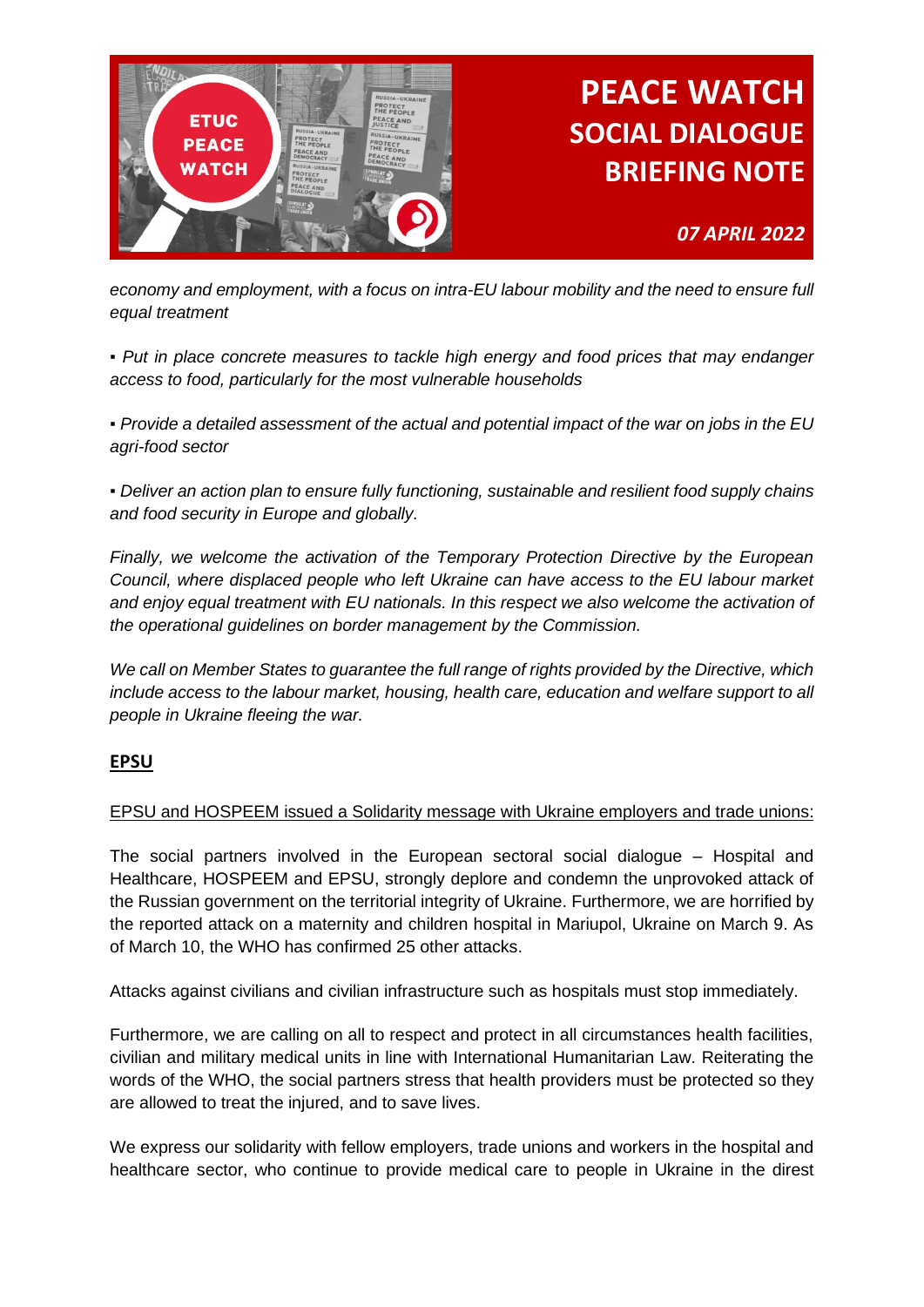*economy and employment, with a focus on intra-EU labour mobility and the need to ensure full equal treatment*

▪ *Put in place concrete measures to tackle high energy and food prices that may endanger access to food, particularly for the most vulnerable households*

▪ *Provide a detailed assessment of the actual and potential impact of the war on jobs in the EU agri-food sector*

▪ *Deliver an action plan to ensure fully functioning, sustainable and resilient food supply chains and food security in Europe and globally.*

*Finally, we welcome the activation of the Temporary Protection Directive by the European Council, where displaced people who left Ukraine can have access to the EU labour market and enjoy equal treatment with EU nationals. In this respect we also welcome the activation of the operational guidelines on border management by the Commission.*

*We call on Member States to guarantee the full range of rights provided by the Directive, which include access to the labour market, housing, health care, education and welfare support to all people in Ukraine fleeing the war.*

## EPSU

EPSU and HOSPEEM issued a Solidarity message with Ukraine employers and trade unions:

The social partners involved in the European sectoral social dialogue – Hospital and Healthcare, HOSPEEM and EPSU, strongly deplore and condemn the unprovoked attack of the Russian government on the territorial integrity of Ukraine. Furthermore, we are horrified by the reported attack on a maternity and children hospital in Mariupol, Ukraine on March 9. As of March 10, the WHO has confirmed 25 other attacks.

Attacks against civilians and civilian infrastructure such as hospitals must stop immediately.

Furthermore, we are calling on all to respect and protect in all circumstances health facilities, civilian and military medical units in line with International Humanitarian Law. Reiterating the words of the WHO, the social partners stress that health providers must be protected so they are allowed to treat the injured, and to save lives.

We express our solidarity with fellow employers, trade unions and workers in the hospital and healthcare sector, who continue to provide medical care to people in Ukraine in the direst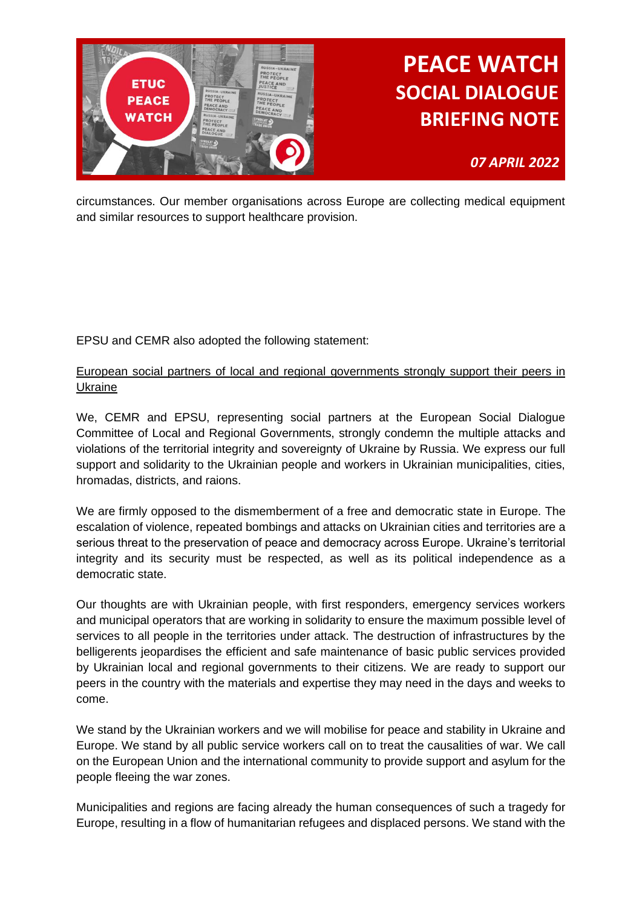circumstances. Our member organisations across Europe are collecting medical equipment and similar resources to support healthcare provision.

EPSU and CEMR also adopted the following statement:

European social partners of local and regional governments strongly support their peers in Ukraine

We, CEMR and EPSU, representing social partners at the European Social Dialogue Committee of Local and Regional Governments, strongly condemn the multiple attacks and violations of the territorial integrity and sovereignty of Ukraine by Russia. We express our full support and solidarity to the Ukrainian people and workers in Ukrainian municipalities, cities, hromadas, districts, and raions.

We are firmly opposed to the dismemberment of a free and democratic state in Europe. The escalation of violence, repeated bombings and attacks on Ukrainian cities and territories are a serious threat to the preservation of peace and democracy across Europe. Ukraine's territorial integrity and its security must be respected, as well as its political independence as a democratic state.

Our thoughts are with Ukrainian people, with first responders, emergency services workers and municipal operators that are working in solidarity to ensure the maximum possible level of services to all people in the territories under attack. The destruction of infrastructures by the belligerents jeopardises the efficient and safe maintenance of basic public services provided by Ukrainian local and regional governments to their citizens. We are ready to support our peers in the country with the materials and expertise they may need in the days and weeks to come.

We stand by the Ukrainian workers and we will mobilise for peace and stability in Ukraine and Europe. We stand by all public service workers call on to treat the causalities of war. We call on the European Union and the international community to provide support and asylum for the people fleeing the war zones.

Municipalities and regions are facing already the human consequences of such a tragedy for Europe, resulting in a flow of humanitarian refugees and displaced persons. We stand with the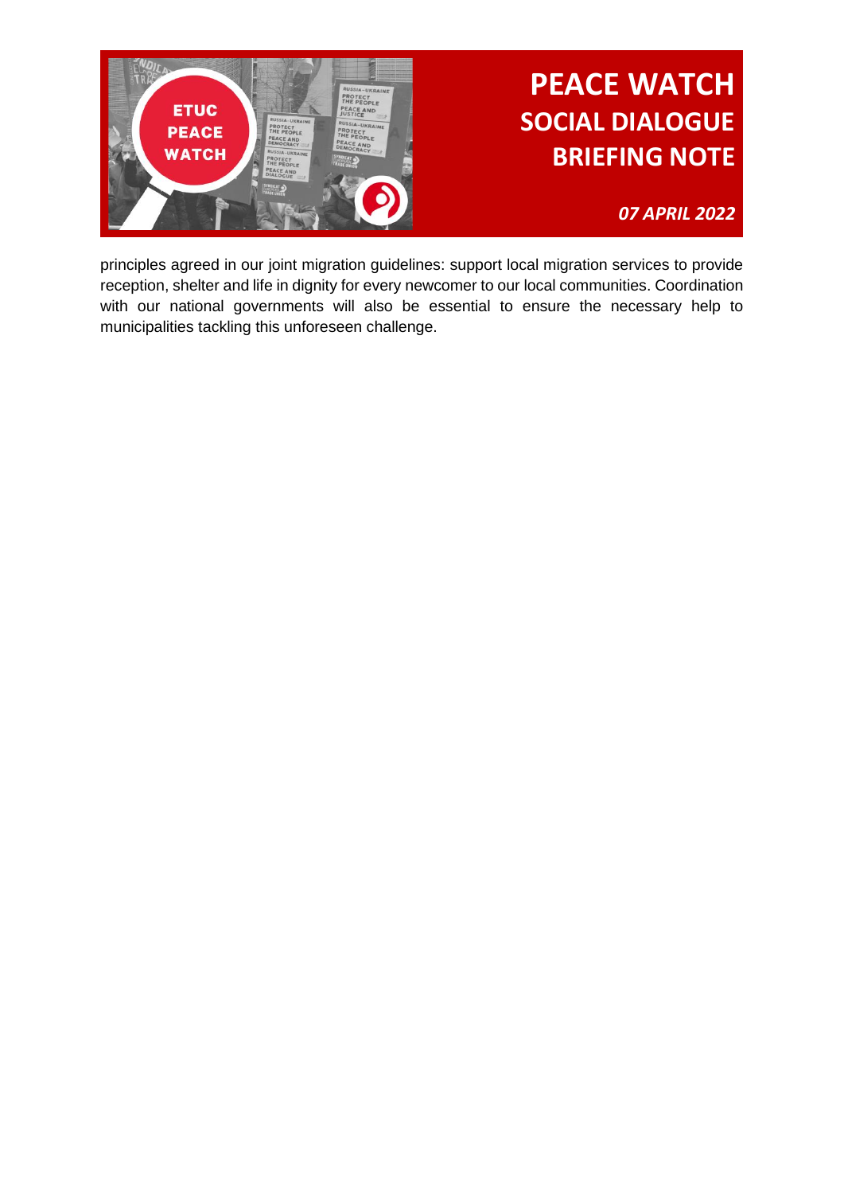principles agreed in our joint migration guidelines: support local migration services to provide reception, shelter and life in dignity for every newcomer to our local communities. Coordination with our national governments will also be essential to ensure the necessary help to municipalities tackling this unforeseen challenge.